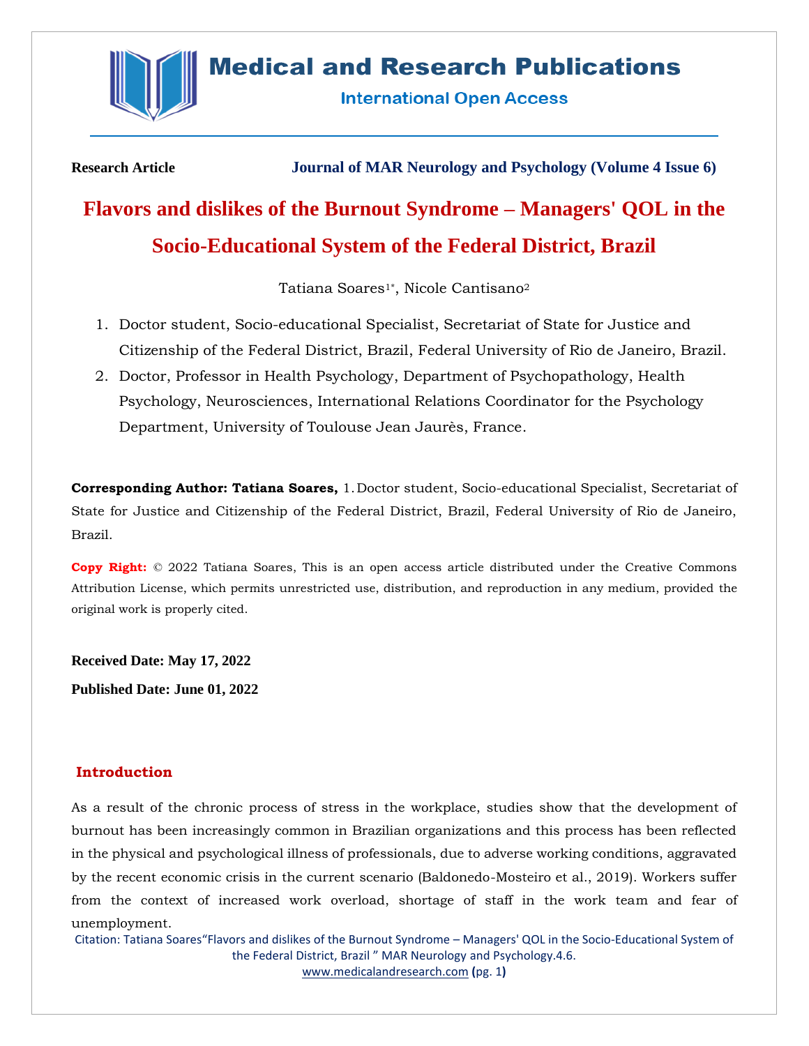Research Article

Journal of MAR Neurology and Psychology (Volume 4 Issue 6)

# Flavors and dislikes of the Burnout Syndrome – Managers' QOL in the Socio-Educational System of the Federal District, Brazil

Tatiana Soares[1*], Nicole Cantisano[2]

1. Doctor student, Socio-educational Specialist, Secretariat of State for Justice and Citizenship of the Federal District, Brazil, Federal University of Rio de Janeiro, Brazil.
2. Doctor, Professor in Health Psychology, Department of Psychopathology, Health Psychology, Neurosciences, International Relations Coordinator for the Psychology Department, University of Toulouse Jean Jaurès, France.

**Corresponding Author: Tatiana Soares,** 1. Doctor student, Socio-educational Specialist, Secretariat of State for Justice and Citizenship of the Federal District, Brazil, Federal University of Rio de Janeiro, Brazil.

**Copy Right:** © 2022 Tatiana Soares, This is an open access article distributed under the Creative Commons Attribution License, which permits unrestricted use, distribution, and reproduction in any medium, provided the original work is properly cited.

**Received Date: May 17, 2022**

**Published Date: June 01, 2022**

## Introduction

As a result of the chronic process of stress in the workplace, studies show that the development of burnout has been increasingly common in Brazilian organizations and this process has been reflected in the physical and psychological illness of professionals, due to adverse working conditions, aggravated by the recent economic crisis in the current scenario (Baldonedo-Mosteiro et al., 2019). Workers suffer from the context of increased work overload, shortage of staff in the work team and fear of unemployment.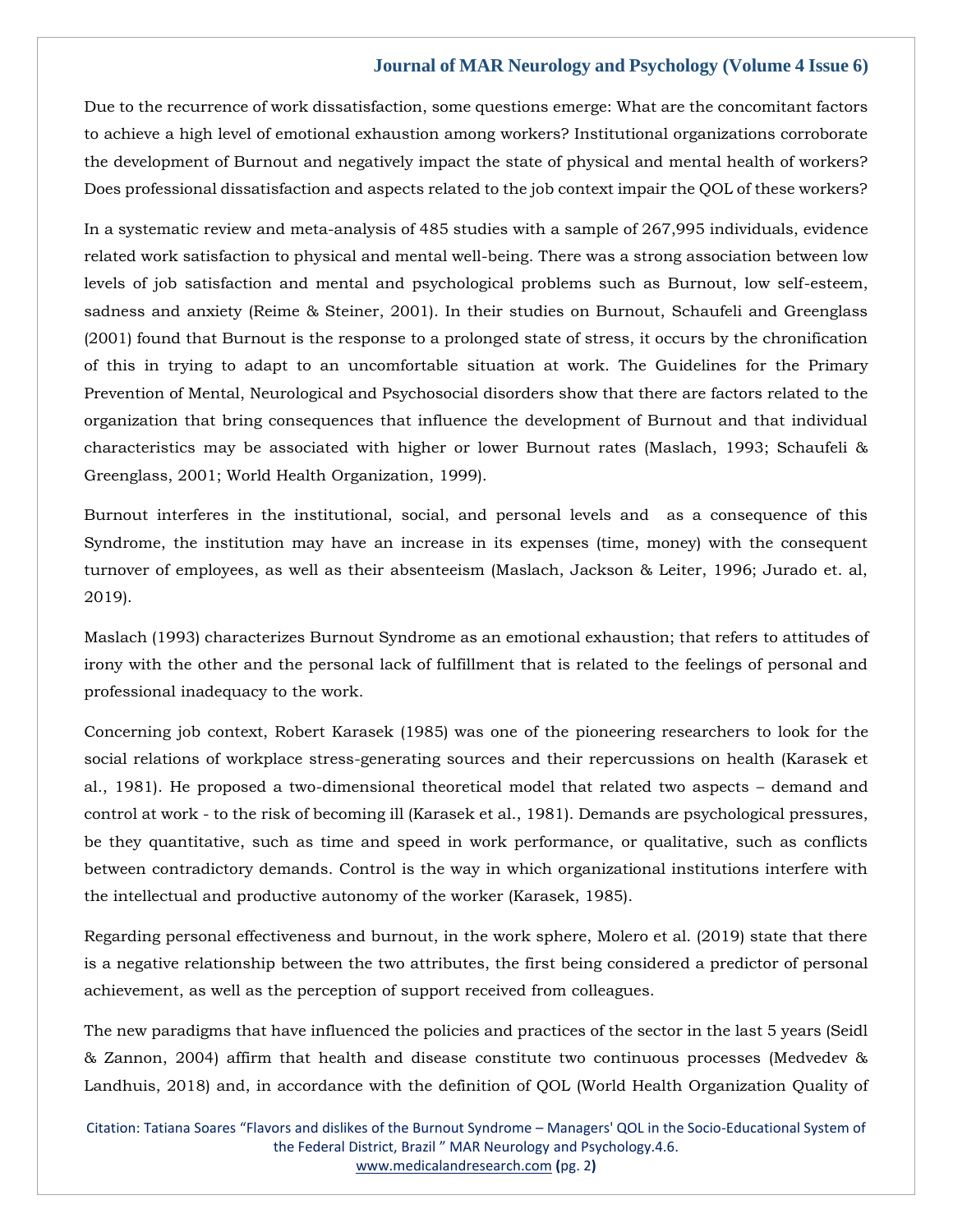Due to the recurrence of work dissatisfaction, some questions emerge: What are the concomitant factors to achieve a high level of emotional exhaustion among workers? Institutional organizations corroborate the development of Burnout and negatively impact the state of physical and mental health of workers? Does professional dissatisfaction and aspects related to the job context impair the QOL of these workers?

In a systematic review and meta-analysis of 485 studies with a sample of 267,995 individuals, evidence related work satisfaction to physical and mental well-being. There was a strong association between low levels of job satisfaction and mental and psychological problems such as Burnout, low self-esteem, sadness and anxiety (Reime & Steiner, 2001). In their studies on Burnout, Schaufeli and Greenglass (2001) found that Burnout is the response to a prolonged state of stress, it occurs by the chronification of this in trying to adapt to an uncomfortable situation at work. The Guidelines for the Primary Prevention of Mental, Neurological and Psychosocial disorders show that there are factors related to the organization that bring consequences that influence the development of Burnout and that individual characteristics may be associated with higher or lower Burnout rates (Maslach, 1993; Schaufeli & Greenglass, 2001; World Health Organization, 1999).

Burnout interferes in the institutional, social, and personal levels and as a consequence of this Syndrome, the institution may have an increase in its expenses (time, money) with the consequent turnover of employees, as well as their absenteeism (Maslach, Jackson & Leiter, 1996; Jurado et. al, 2019).

Maslach (1993) characterizes Burnout Syndrome as an emotional exhaustion; that refers to attitudes of irony with the other and the personal lack of fulfillment that is related to the feelings of personal and professional inadequacy to the work.

Concerning job context, Robert Karasek (1985) was one of the pioneering researchers to look for the social relations of workplace stress-generating sources and their repercussions on health (Karasek et al., 1981). He proposed a two-dimensional theoretical model that related two aspects – demand and control at work - to the risk of becoming ill (Karasek et al., 1981). Demands are psychological pressures, be they quantitative, such as time and speed in work performance, or qualitative, such as conflicts between contradictory demands. Control is the way in which organizational institutions interfere with the intellectual and productive autonomy of the worker (Karasek, 1985).

Regarding personal effectiveness and burnout, in the work sphere, Molero et al. (2019) state that there is a negative relationship between the two attributes, the first being considered a predictor of personal achievement, as well as the perception of support received from colleagues.

The new paradigms that have influenced the policies and practices of the sector in the last 5 years (Seidl & Zannon, 2004) affirm that health and disease constitute two continuous processes (Medvedev & Landhuis, 2018) and, in accordance with the definition of QOL (World Health Organization Quality of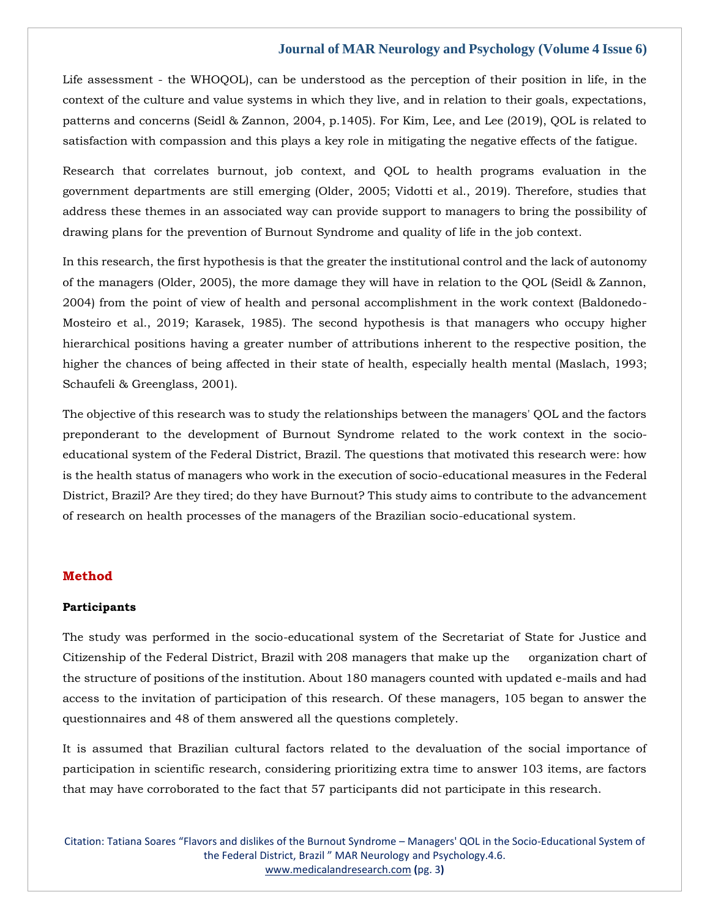Life assessment - the WHOQOL), can be understood as the perception of their position in life, in the context of the culture and value systems in which they live, and in relation to their goals, expectations, patterns and concerns (Seidl & Zannon, 2004, p.1405). For Kim, Lee, and Lee (2019), QOL is related to satisfaction with compassion and this plays a key role in mitigating the negative effects of the fatigue.

Research that correlates burnout, job context, and QOL to health programs evaluation in the government departments are still emerging (Older, 2005; Vidotti et al., 2019). Therefore, studies that address these themes in an associated way can provide support to managers to bring the possibility of drawing plans for the prevention of Burnout Syndrome and quality of life in the job context.

In this research, the first hypothesis is that the greater the institutional control and the lack of autonomy of the managers (Older, 2005), the more damage they will have in relation to the QOL (Seidl & Zannon, 2004) from the point of view of health and personal accomplishment in the work context (Baldonedo-Mosteiro et al., 2019; Karasek, 1985). The second hypothesis is that managers who occupy higher hierarchical positions having a greater number of attributions inherent to the respective position, the higher the chances of being affected in their state of health, especially health mental (Maslach, 1993; Schaufeli & Greenglass, 2001).

The objective of this research was to study the relationships between the managers' QOL and the factors preponderant to the development of Burnout Syndrome related to the work context in the socio-educational system of the Federal District, Brazil. The questions that motivated this research were: how is the health status of managers who work in the execution of socio-educational measures in the Federal District, Brazil? Are they tired; do they have Burnout? This study aims to contribute to the advancement of research on health processes of the managers of the Brazilian socio-educational system.

## Method

### Participants

The study was performed in the socio-educational system of the Secretariat of State for Justice and Citizenship of the Federal District, Brazil with 208 managers that make up the organization chart of the structure of positions of the institution. About 180 managers counted with updated e-mails and had access to the invitation of participation of this research. Of these managers, 105 began to answer the questionnaires and 48 of them answered all the questions completely.

It is assumed that Brazilian cultural factors related to the devaluation of the social importance of participation in scientific research, considering prioritizing extra time to answer 103 items, are factors that may have corroborated to the fact that 57 participants did not participate in this research.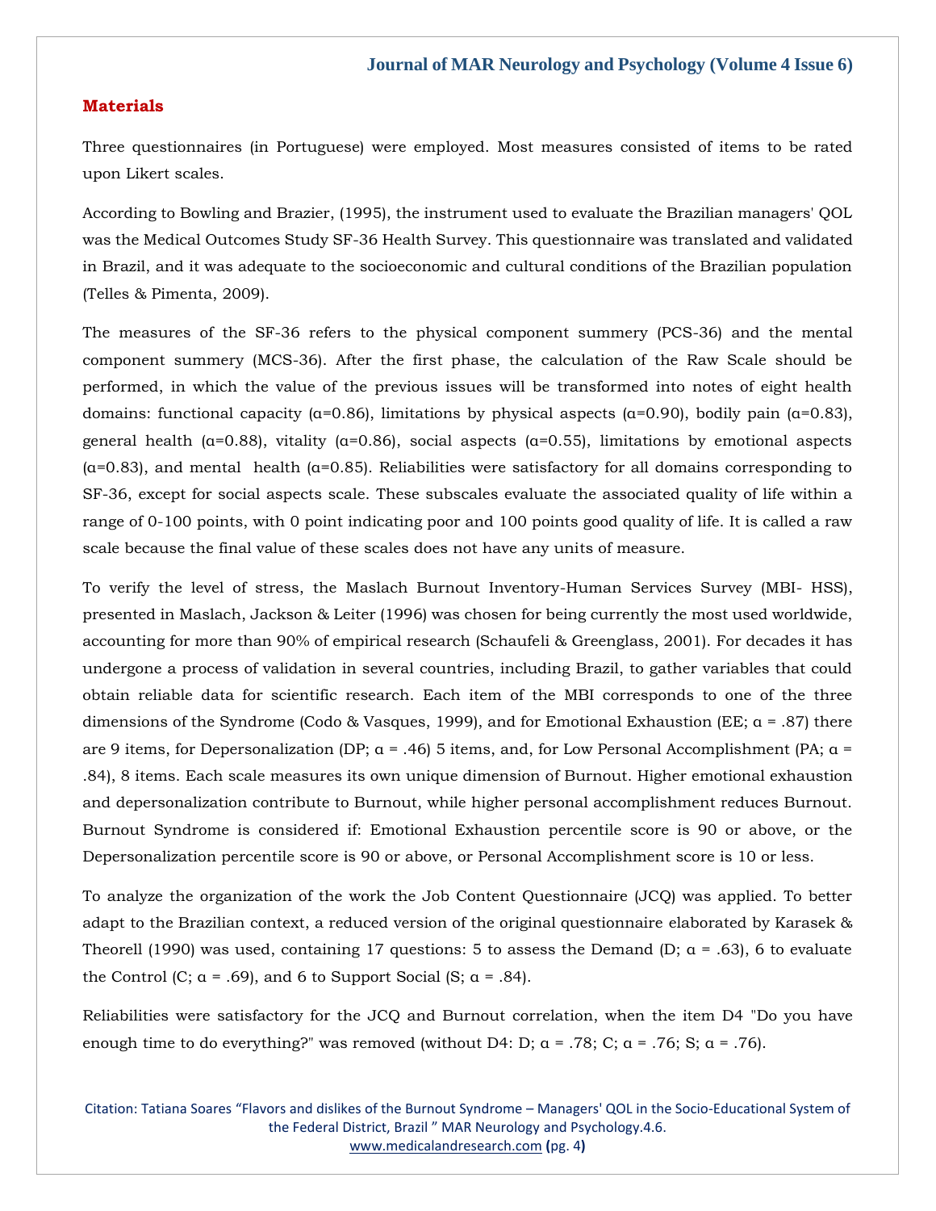## Materials

Three questionnaires (in Portuguese) were employed. Most measures consisted of items to be rated upon Likert scales.

According to Bowling and Brazier, (1995), the instrument used to evaluate the Brazilian managers' QOL was the Medical Outcomes Study SF-36 Health Survey. This questionnaire was translated and validated in Brazil, and it was adequate to the socioeconomic and cultural conditions of the Brazilian population (Telles & Pimenta, 2009).

The measures of the SF-36 refers to the physical component summery (PCS-36) and the mental component summery (MCS-36). After the first phase, the calculation of the Raw Scale should be performed, in which the value of the previous issues will be transformed into notes of eight health domains: functional capacity (α=0.86), limitations by physical aspects (α=0.90), bodily pain (α=0.83), general health (α=0.88), vitality (α=0.86), social aspects (α=0.55), limitations by emotional aspects (α=0.83), and mental health (α=0.85). Reliabilities were satisfactory for all domains corresponding to SF-36, except for social aspects scale. These subscales evaluate the associated quality of life within a range of 0-100 points, with 0 point indicating poor and 100 points good quality of life. It is called a raw scale because the final value of these scales does not have any units of measure.

To verify the level of stress, the Maslach Burnout Inventory-Human Services Survey (MBI- HSS), presented in Maslach, Jackson & Leiter (1996) was chosen for being currently the most used worldwide, accounting for more than 90% of empirical research (Schaufeli & Greenglass, 2001). For decades it has undergone a process of validation in several countries, including Brazil, to gather variables that could obtain reliable data for scientific research. Each item of the MBI corresponds to one of the three dimensions of the Syndrome (Codo & Vasques, 1999), and for Emotional Exhaustion (EE; α = .87) there are 9 items, for Depersonalization (DP; α = .46) 5 items, and, for Low Personal Accomplishment (PA; α = .84), 8 items. Each scale measures its own unique dimension of Burnout. Higher emotional exhaustion and depersonalization contribute to Burnout, while higher personal accomplishment reduces Burnout. Burnout Syndrome is considered if: Emotional Exhaustion percentile score is 90 or above, or the Depersonalization percentile score is 90 or above, or Personal Accomplishment score is 10 or less.

To analyze the organization of the work the Job Content Questionnaire (JCQ) was applied. To better adapt to the Brazilian context, a reduced version of the original questionnaire elaborated by Karasek & Theorell (1990) was used, containing 17 questions: 5 to assess the Demand (D; α = .63), 6 to evaluate the Control (C; α = .69), and 6 to Support Social (S; α = .84).

Reliabilities were satisfactory for the JCQ and Burnout correlation, when the item D4 "Do you have enough time to do everything?" was removed (without D4: D; α = .78; C; α = .76; S; α = .76).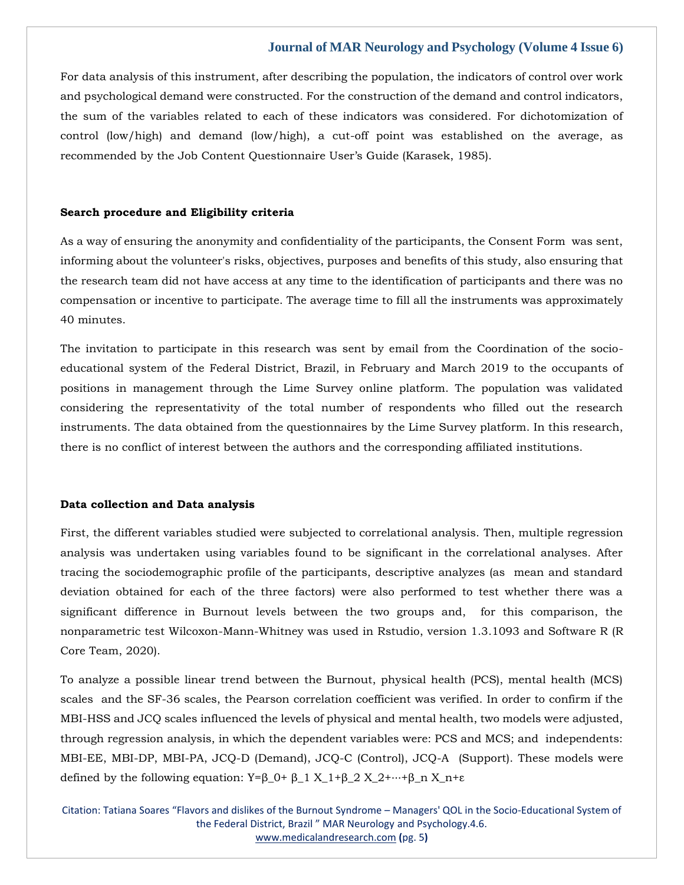For data analysis of this instrument, after describing the population, the indicators of control over work and psychological demand were constructed. For the construction of the demand and control indicators, the sum of the variables related to each of these indicators was considered. For dichotomization of control (low/high) and demand (low/high), a cut-off point was established on the average, as recommended by the Job Content Questionnaire User's Guide (Karasek, 1985).

**Search procedure and Eligibility criteria**

As a way of ensuring the anonymity and confidentiality of the participants, the Consent Form was sent, informing about the volunteer's risks, objectives, purposes and benefits of this study, also ensuring that the research team did not have access at any time to the identification of participants and there was no compensation or incentive to participate. The average time to fill all the instruments was approximately 40 minutes.

The invitation to participate in this research was sent by email from the Coordination of the socio-educational system of the Federal District, Brazil, in February and March 2019 to the occupants of positions in management through the Lime Survey online platform. The population was validated considering the representativity of the total number of respondents who filled out the research instruments. The data obtained from the questionnaires by the Lime Survey platform. In this research, there is no conflict of interest between the authors and the corresponding affiliated institutions.

**Data collection and Data analysis**

First, the different variables studied were subjected to correlational analysis. Then, multiple regression analysis was undertaken using variables found to be significant in the correlational analyses. After tracing the sociodemographic profile of the participants, descriptive analyzes (as mean and standard deviation obtained for each of the three factors) were also performed to test whether there was a significant difference in Burnout levels between the two groups and, for this comparison, the nonparametric test Wilcoxon-Mann-Whitney was used in Rstudio, version 1.3.1093 and Software R (R Core Team, 2020).

To analyze a possible linear trend between the Burnout, physical health (PCS), mental health (MCS) scales and the SF-36 scales, the Pearson correlation coefficient was verified. In order to confirm if the MBI-HSS and JCQ scales influenced the levels of physical and mental health, two models were adjusted, through regression analysis, in which the dependent variables were: PCS and MCS; and independents: MBI-EE, MBI-DP, MBI-PA, JCQ-D (Demand), JCQ-C (Control), JCQ-A (Support). These models were defined by the following equation: $Y=\beta_0+ \beta_1 X_1+\beta_2 X_2+\cdots+\beta_n X_n+\varepsilon$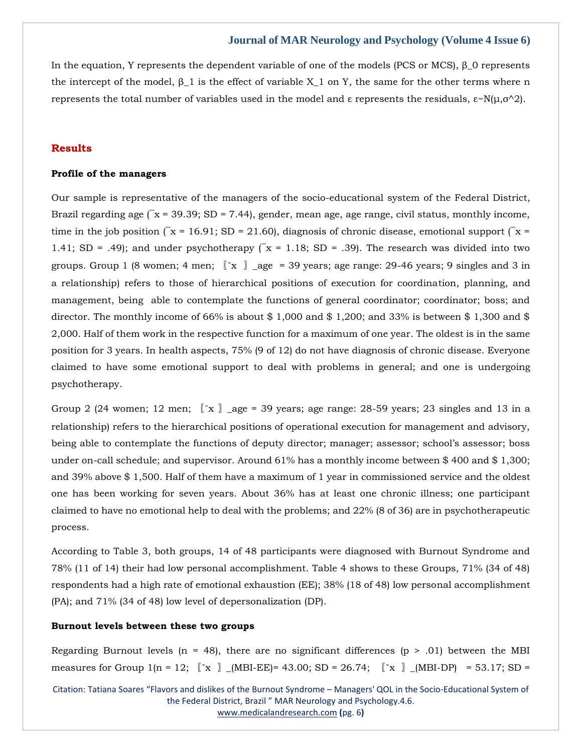In the equation, Y represents the dependent variable of one of the models (PCS or MCS), $\beta_0$ represents the intercept of the model, $\beta_1$ is the effect of variable $X_1$ on Y, the same for the other terms where n represents the total number of variables used in the model and ε represents the residuals, $\varepsilon \sim N(\mu,\sigma^2)$.

## Results

### Profile of the managers

Our sample is representative of the managers of the socio-educational system of the Federal District, Brazil regarding age ($\bar{x}$ = 39.39; SD = 7.44), gender, mean age, age range, civil status, monthly income, time in the job position ($\bar{x}$ = 16.91; SD = 21.60), diagnosis of chronic disease, emotional support ($\bar{x}$ = 1.41; SD = .49); and under psychotherapy ($\bar{x}$ = 1.18; SD = .39). The research was divided into two groups. Group 1 (8 women; 4 men; $\bar{x}_{age}$ = 39 years; age range: 29-46 years; 9 singles and 3 in a relationship) refers to those of hierarchical positions of execution for coordination, planning, and management, being able to contemplate the functions of general coordinator; coordinator; boss; and director. The monthly income of 66% is about \$ 1,000 and \$ 1,200; and 33% is between \$ 1,300 and \$ 2,000. Half of them work in the respective function for a maximum of one year. The oldest is in the same position for 3 years. In health aspects, 75% (9 of 12) do not have diagnosis of chronic disease. Everyone claimed to have some emotional support to deal with problems in general; and one is undergoing psychotherapy.

Group 2 (24 women; 12 men; $\bar{x}_{age}$ = 39 years; age range: 28-59 years; 23 singles and 13 in a relationship) refers to the hierarchical positions of operational execution for management and advisory, being able to contemplate the functions of deputy director; manager; assessor; school's assessor; boss under on-call schedule; and supervisor. Around 61% has a monthly income between \$ 400 and \$ 1,300; and 39% above \$ 1,500. Half of them have a maximum of 1 year in commissioned service and the oldest one has been working for seven years. About 36% has at least one chronic illness; one participant claimed to have no emotional help to deal with the problems; and 22% (8 of 36) are in psychotherapeutic process.

According to Table 3, both groups, 14 of 48 participants were diagnosed with Burnout Syndrome and 78% (11 of 14) their had low personal accomplishment. Table 4 shows to these Groups, 71% (34 of 48) respondents had a high rate of emotional exhaustion (EE); 38% (18 of 48) low personal accomplishment (PA); and 71% (34 of 48) low level of depersonalization (DP).

### Burnout levels between these two groups

Regarding Burnout levels (n = 48), there are no significant differences ($p$ > .01) between the MBI measures for Group 1(n = 12; $\bar{x}_{(MBI\text{-}EE)}$= 43.00; SD = 26.74; $\bar{x}_{(MBI\text{-}DP)}$ = 53.17; SD =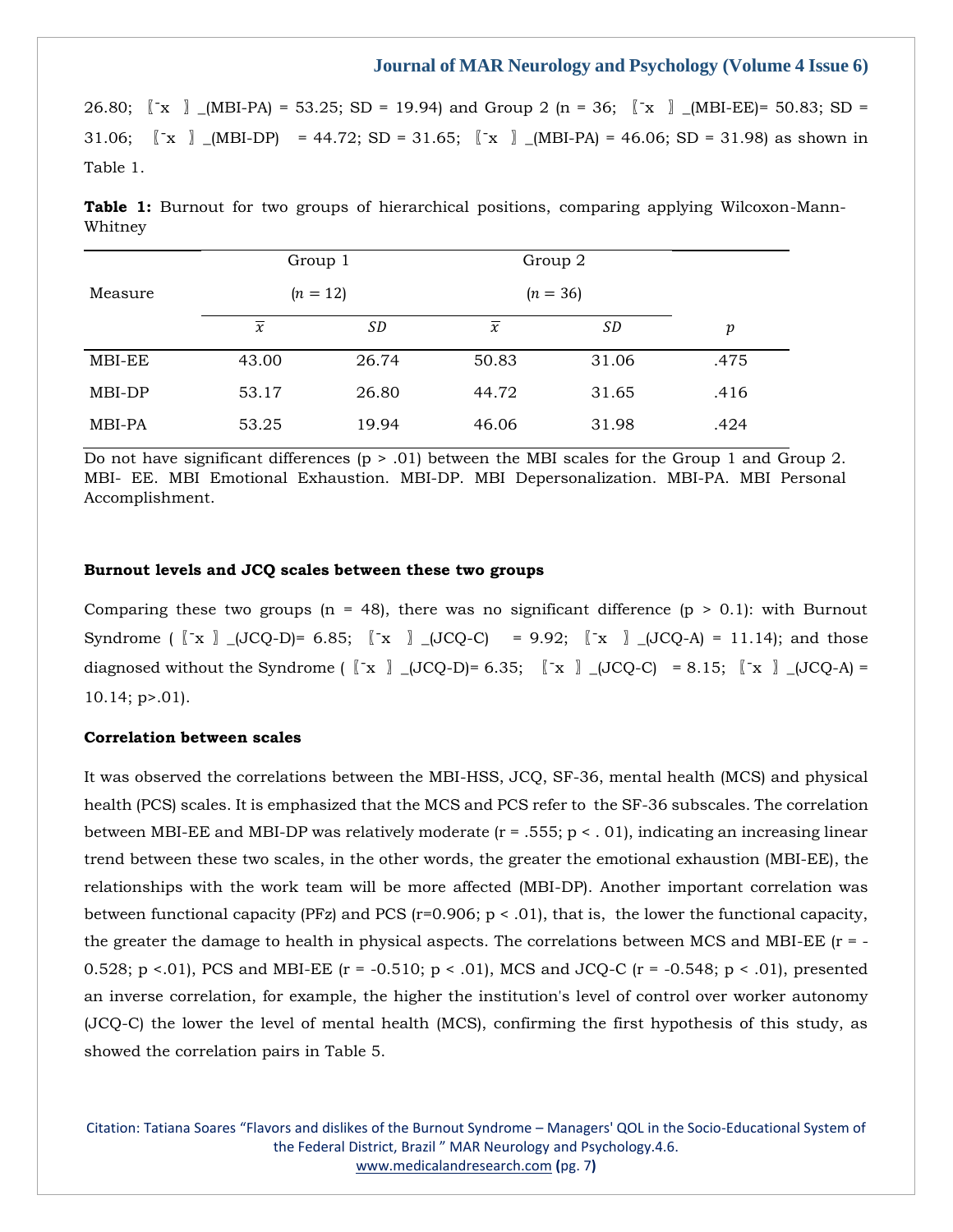26.80; $\bar{x}_{(MBI\text{-}PA)} = 53.25$; SD = 19.94) and Group 2 (n = 36; $\bar{x}_{(MBI\text{-}EE)} = 50.83$; SD = 31.06; $\bar{x}_{(MBI\text{-}DP)} = 44.72$; SD = 31.65; $\bar{x}_{(MBI\text{-}PA)} = 46.06$; SD = 31.98) as shown in Table 1.

**Table 1:** Burnout for two groups of hierarchical positions, comparing applying Wilcoxon-Mann-Whitney

| Measure | Group 1 ($n = 12$) | | Group 2 ($n = 36$) | | $p$ |
|---|---|---|---|---|---|
| | $\bar{x}$ | $SD$ | $\bar{x}$ | $SD$ | |
| MBI-EE | 43.00 | 26.74 | 50.83 | 31.06 | .475 |
| MBI-DP | 53.17 | 26.80 | 44.72 | 31.65 | .416 |
| MBI-PA | 53.25 | 19.94 | 46.06 | 31.98 | .424 |

Do not have significant differences ($p > .01$) between the MBI scales for the Group 1 and Group 2. MBI- EE. MBI Emotional Exhaustion. MBI-DP. MBI Depersonalization. MBI-PA. MBI Personal Accomplishment.

**Burnout levels and JCQ scales between these two groups**

Comparing these two groups (n = 48), there was no significant difference ($p > 0.1$): with Burnout Syndrome ( $\bar{x}_{(JCQ\text{-}D)} = 6.85$; $\bar{x}_{(JCQ\text{-}C)} = 9.92$; $\bar{x}_{(JCQ\text{-}A)} = 11.14$); and those diagnosed without the Syndrome ( $\bar{x}_{(JCQ\text{-}D)} = 6.35$; $\bar{x}_{(JCQ\text{-}C)} = 8.15$; $\bar{x}_{(JCQ\text{-}A)} = 10.14$; $p > .01$).

**Correlation between scales**

It was observed the correlations between the MBI-HSS, JCQ, SF-36, mental health (MCS) and physical health (PCS) scales. It is emphasized that the MCS and PCS refer to the SF-36 subscales. The correlation between MBI-EE and MBI-DP was relatively moderate ($r = .555$; $p < .01$), indicating an increasing linear trend between these two scales, in the other words, the greater the emotional exhaustion (MBI-EE), the relationships with the work team will be more affected (MBI-DP). Another important correlation was between functional capacity (PFz) and PCS ($r=0.906$; $p < .01$), that is, the lower the functional capacity, the greater the damage to health in physical aspects. The correlations between MCS and MBI-EE ($r = -0.528$; $p < .01$), PCS and MBI-EE ($r = -0.510$; $p < .01$), MCS and JCQ-C ($r = -0.548$; $p < .01$), presented an inverse correlation, for example, the higher the institution's level of control over worker autonomy (JCQ-C) the lower the level of mental health (MCS), confirming the first hypothesis of this study, as showed the correlation pairs in Table 5.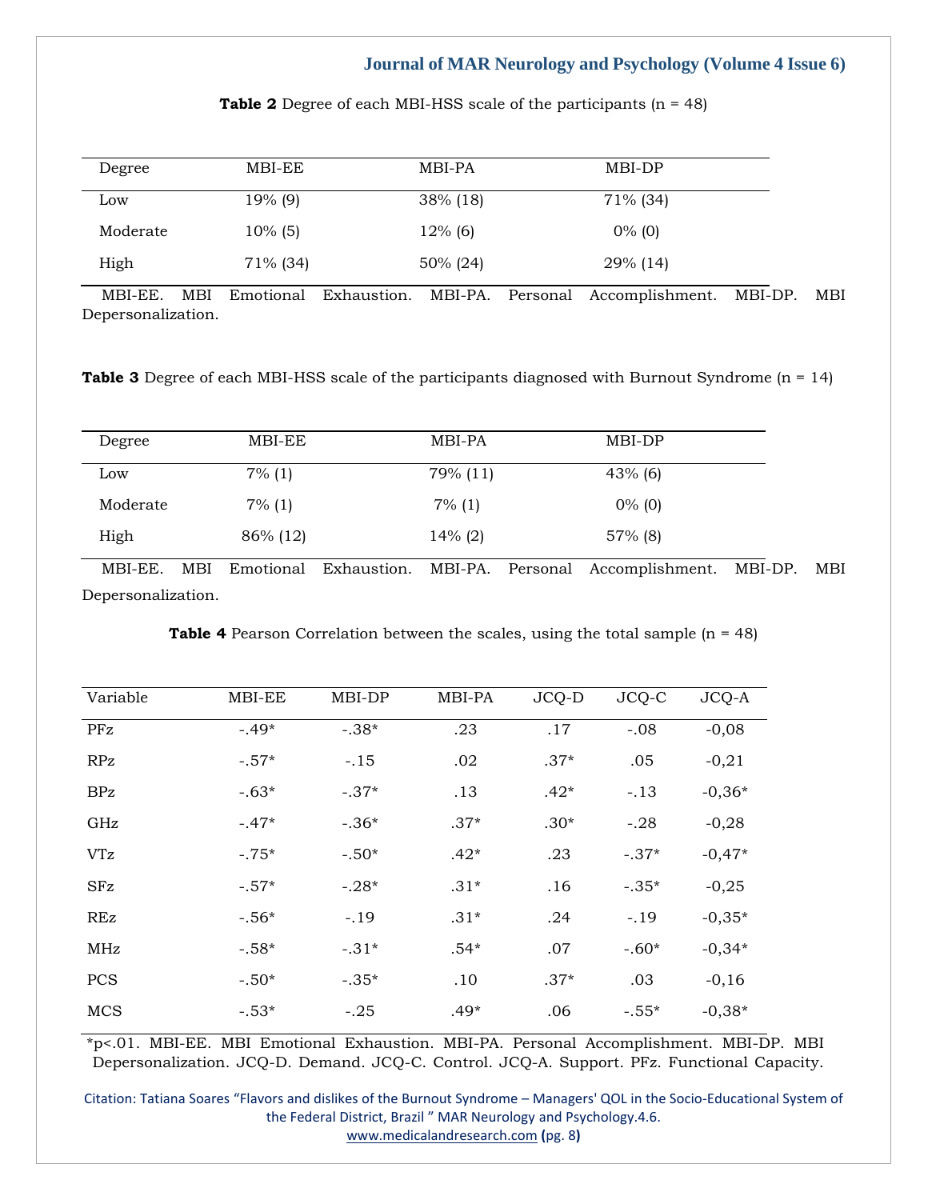**Table 2** Degree of each MBI-HSS scale of the participants (n = 48)

| Degree | MBI-EE | MBI-PA | MBI-DP |
|---|---|---|---|
| Low | 19% (9) | 38% (18) | 71% (34) |
| Moderate | 10% (5) | 12% (6) | 0% (0) |
| High | 71% (34) | 50% (24) | 29% (14) |

MBI-EE. MBI Emotional Exhaustion. MBI-PA. Personal Accomplishment. MBI-DP. MBI Depersonalization.

**Table 3** Degree of each MBI-HSS scale of the participants diagnosed with Burnout Syndrome (n = 14)

| Degree | MBI-EE | MBI-PA | MBI-DP |
|---|---|---|---|
| Low | 7% (1) | 79% (11) | 43% (6) |
| Moderate | 7% (1) | 7% (1) | 0% (0) |
| High | 86% (12) | 14% (2) | 57% (8) |

MBI-EE. MBI Emotional Exhaustion. MBI-PA. Personal Accomplishment. MBI-DP. MBI Depersonalization.

**Table 4** Pearson Correlation between the scales, using the total sample (n = 48)

| Variable | MBI-EE | MBI-DP | MBI-PA | JCQ-D | JCQ-C | JCQ-A |
|---|---|---|---|---|---|---|
| PFz | -.49* | -.38* | .23 | .17 | -.08 | -0,08 |
| RPz | -.57* | -.15 | .02 | .37* | .05 | -0,21 |
| BPz | -.63* | -.37* | .13 | .42* | -.13 | -0,36* |
| GHz | -.47* | -.36* | .37* | .30* | -.28 | -0,28 |
| VTz | -.75* | -.50* | .42* | .23 | -.37* | -0,47* |
| SFz | -.57* | -.28* | .31* | .16 | -.35* | -0,25 |
| REz | -.56* | -.19 | .31* | .24 | -.19 | -0,35* |
| MHz | -.58* | -.31* | .54* | .07 | -.60* | -0,34* |
| PCS | -.50* | -.35* | .10 | .37* | .03 | -0,16 |
| MCS | -.53* | -.25 | .49* | .06 | -.55* | -0,38* |

*p<.01. MBI-EE. MBI Emotional Exhaustion. MBI-PA. Personal Accomplishment. MBI-DP. MBI Depersonalization. JCQ-D. Demand. JCQ-C. Control. JCQ-A. Support. PFz. Functional Capacity.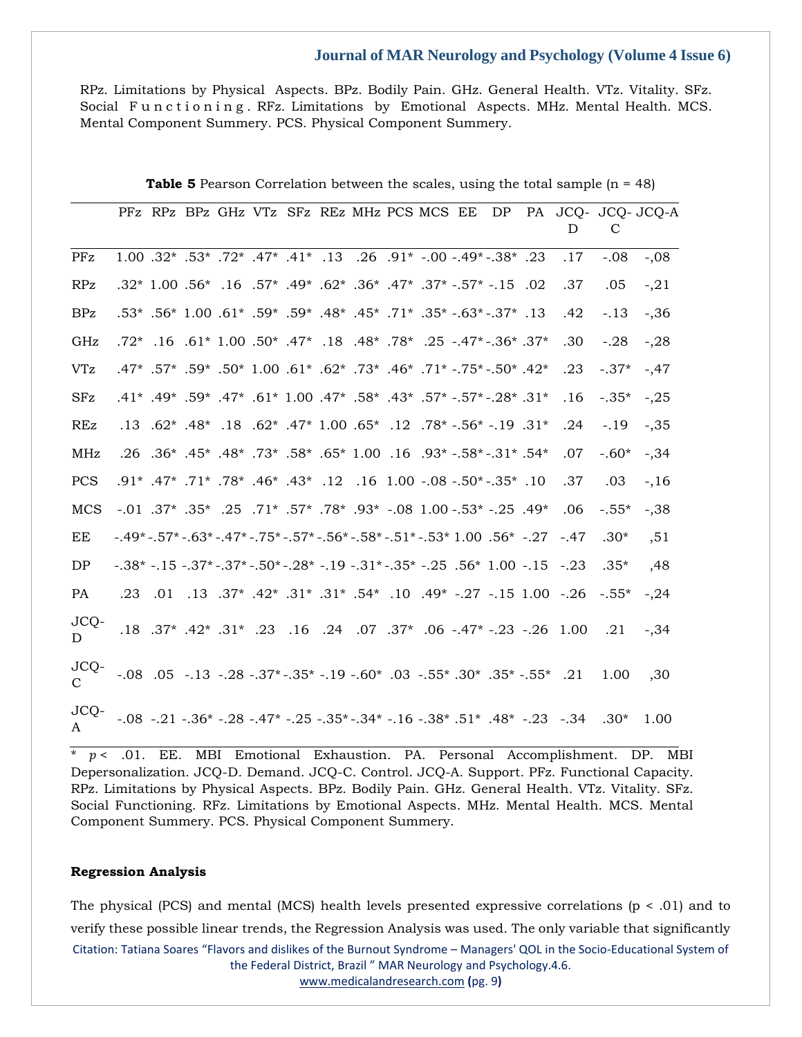RPz. Limitations by Physical Aspects. BPz. Bodily Pain. GHz. General Health. VTz. Vitality. SFz. Social Functioning. RFz. Limitations by Emotional Aspects. MHz. Mental Health. MCS. Mental Component Summery. PCS. Physical Component Summery.

**Table 5** Pearson Correlation between the scales, using the total sample (n = 48)

| | PFz | RPz | BPz | GHz | VTz | SFz | REz | MHz | PCS | MCS | EE | DP | PA | JCQ-D | JCQ-C | JCQ-A |
|---|---|---|---|---|---|---|---|---|---|---|---|---|---|---|---|---|
| PFz | 1.00 | .32* | .53* | .72* | .47* | .41* | .13 | .26 | .91* | -.00 | -.49* | -.38* | .23 | .17 | -.08 | -,08 |
| RPz | .32* | 1.00 | .56* | .16 | .57* | .49* | .62* | .36* | .47* | .37* | -.57* | -.15 | .02 | .37 | .05 | -,21 |
| BPz | .53* | .56* | 1.00 | .61* | .59* | .59* | .48* | .45* | .71* | .35* | -.63* | -.37* | .13 | .42 | -.13 | -,36 |
| GHz | .72* | .16 | .61* | 1.00 | .50* | .47* | .18 | .48* | .78* | .25 | -.47* | -.36* | .37* | .30 | -.28 | -,28 |
| VTz | .47* | .57* | .59* | .50* | 1.00 | .61* | .62* | .73* | .46* | .71* | -.75* | -.50* | .42* | .23 | -.37* | -,47 |
| SFz | .41* | .49* | .59* | .47* | .61* | 1.00 | .47* | .58* | .43* | .57* | -.57* | -.28* | .31* | .16 | -.35* | -,25 |
| REz | .13 | .62* | .48* | .18 | .62* | .47* | 1.00 | .65* | .12 | .78* | -.56* | -.19 | .31* | .24 | -.19 | -,35 |
| MHz | .26 | .36* | .45* | .48* | .73* | .58* | .65* | 1.00 | .16 | .93* | -.58* | -.31* | .54* | .07 | -.60* | -,34 |
| PCS | .91* | .47* | .71* | .78* | .46* | .43* | .12 | .16 | 1.00 | -.08 | -.50* | -.35* | .10 | .37 | .03 | -,16 |
| MCS | -.01 | .37* | .35* | .25 | .71* | .57* | .78* | .93* | -.08 | 1.00 | -.53* | -.25 | .49* | .06 | -.55* | -,38 |
| EE | -.49* | -.57* | -.63* | -.47* | -.75* | -.57* | -.56* | -.58* | -.51* | -.53* | 1.00 | .56* | -.27 | -.47 | .30* | ,51 |
| DP | -.38* | -.15 | -.37* | -.37* | -.50* | -.28* | -.19 | -.31* | -.35* | -.25 | .56* | 1.00 | -.15 | -.23 | .35* | ,48 |
| PA | .23 | .01 | .13 | .37* | .42* | .31* | .31* | .54* | .10 | .49* | -.27 | -.15 | 1.00 | -.26 | -.55* | -,24 |
| JCQ-D | .18 | .37* | .42* | .31* | .23 | .16 | .24 | .07 | .37* | .06 | -.47* | -.23 | -.26 | 1.00 | .21 | -,34 |
| JCQ-C | -.08 | .05 | -.13 | -.28 | -.37* | -.35* | -.19 | -.60* | .03 | -.55* | .30* | .35* | -.55* | .21 | 1.00 | ,30 |
| JCQ-A | -.08 | -.21 | -.36* | -.28 | -.47* | -.25 | -.35* | -.34* | -.16 | -.38* | .51* | .48* | -.23 | -.34 | .30* | 1.00 |

\* $p < .01$. EE. MBI Emotional Exhaustion. PA. Personal Accomplishment. DP. MBI Depersonalization. JCQ-D. Demand. JCQ-C. Control. JCQ-A. Support. PFz. Functional Capacity. RPz. Limitations by Physical Aspects. BPz. Bodily Pain. GHz. General Health. VTz. Vitality. SFz. Social Functioning. RFz. Limitations by Emotional Aspects. MHz. Mental Health. MCS. Mental Component Summery. PCS. Physical Component Summery.

**Regression Analysis**

The physical (PCS) and mental (MCS) health levels presented expressive correlations ($p < .01$) and to verify these possible linear trends, the Regression Analysis was used. The only variable that significantly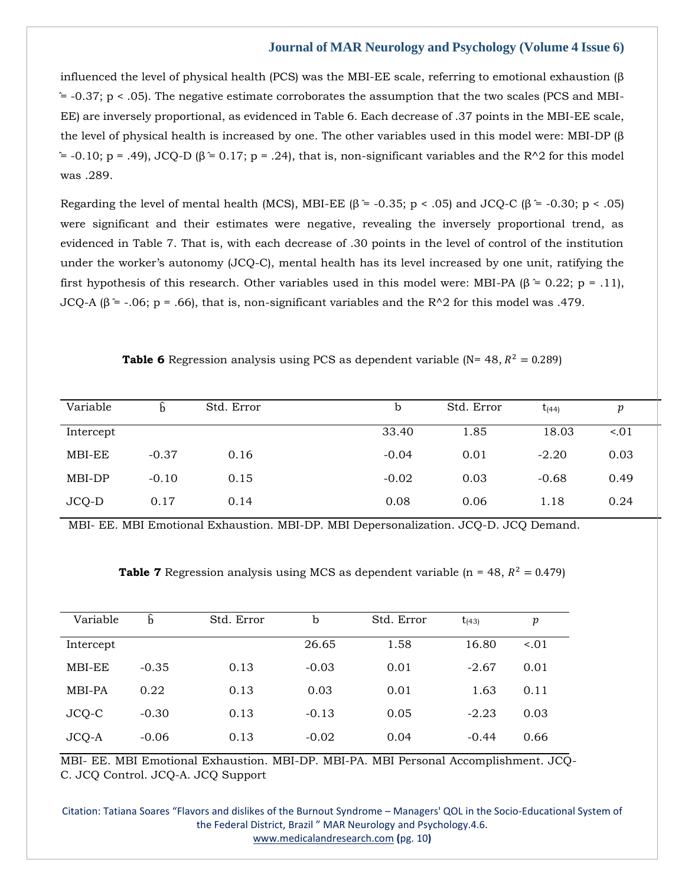influenced the level of physical health (PCS) was the MBI-EE scale, referring to emotional exhaustion ($\hat{\beta}$ = -0.37; $p < .05$). The negative estimate corroborates the assumption that the two scales (PCS and MBI-EE) are inversely proportional, as evidenced in Table 6. Each decrease of .37 points in the MBI-EE scale, the level of physical health is increased by one. The other variables used in this model were: MBI-DP ($\hat{\beta}$ = -0.10; p = .49), JCQ-D ($\hat{\beta}$ = 0.17; p = .24), that is, non-significant variables and the $R^2$ for this model was .289.

Regarding the level of mental health (MCS), MBI-EE ($\hat{\beta}$ = -0.35; $p < .05$) and JCQ-C ($\hat{\beta}$ = -0.30; $p < .05$) were significant and their estimates were negative, revealing the inversely proportional trend, as evidenced in Table 7. That is, with each decrease of .30 points in the level of control of the institution under the worker's autonomy (JCQ-C), mental health has its level increased by one unit, ratifying the first hypothesis of this research. Other variables used in this model were: MBI-PA ($\hat{\beta}$ = 0.22; p = .11), JCQ-A ($\hat{\beta}$ = -.06; p = .66), that is, non-significant variables and the $R^2$ for this model was .479.

**Table 6** Regression analysis using PCS as dependent variable (N= 48, $R^2 = 0.289$)

| Variable | $\hat{b}$ | Std. Error | b | Std. Error | $t_{(44)}$ | $p$ |
|---|---|---|---|---|---|---|
| Intercept | | | 33.40 | 1.85 | 18.03 | <.01 |
| MBI-EE | -0.37 | 0.16 | -0.04 | 0.01 | -2.20 | 0.03 |
| MBI-DP | -0.10 | 0.15 | -0.02 | 0.03 | -0.68 | 0.49 |
| JCQ-D | 0.17 | 0.14 | 0.08 | 0.06 | 1.18 | 0.24 |

MBI- EE. MBI Emotional Exhaustion. MBI-DP. MBI Depersonalization. JCQ-D. JCQ Demand.

**Table 7** Regression analysis using MCS as dependent variable (n = 48, $R^2 = 0.479$)

| Variable | $\hat{b}$ | Std. Error | b | Std. Error | $t_{(43)}$ | $p$ |
|---|---|---|---|---|---|---|
| Intercept | | | 26.65 | 1.58 | 16.80 | <.01 |
| MBI-EE | -0.35 | 0.13 | -0.03 | 0.01 | -2.67 | 0.01 |
| MBI-PA | 0.22 | 0.13 | 0.03 | 0.01 | 1.63 | 0.11 |
| JCQ-C | -0.30 | 0.13 | -0.13 | 0.05 | -2.23 | 0.03 |
| JCQ-A | -0.06 | 0.13 | -0.02 | 0.04 | -0.44 | 0.66 |

MBI- EE. MBI Emotional Exhaustion. MBI-DP. MBI-PA. MBI Personal Accomplishment. JCQ-C. JCQ Control. JCQ-A. JCQ Support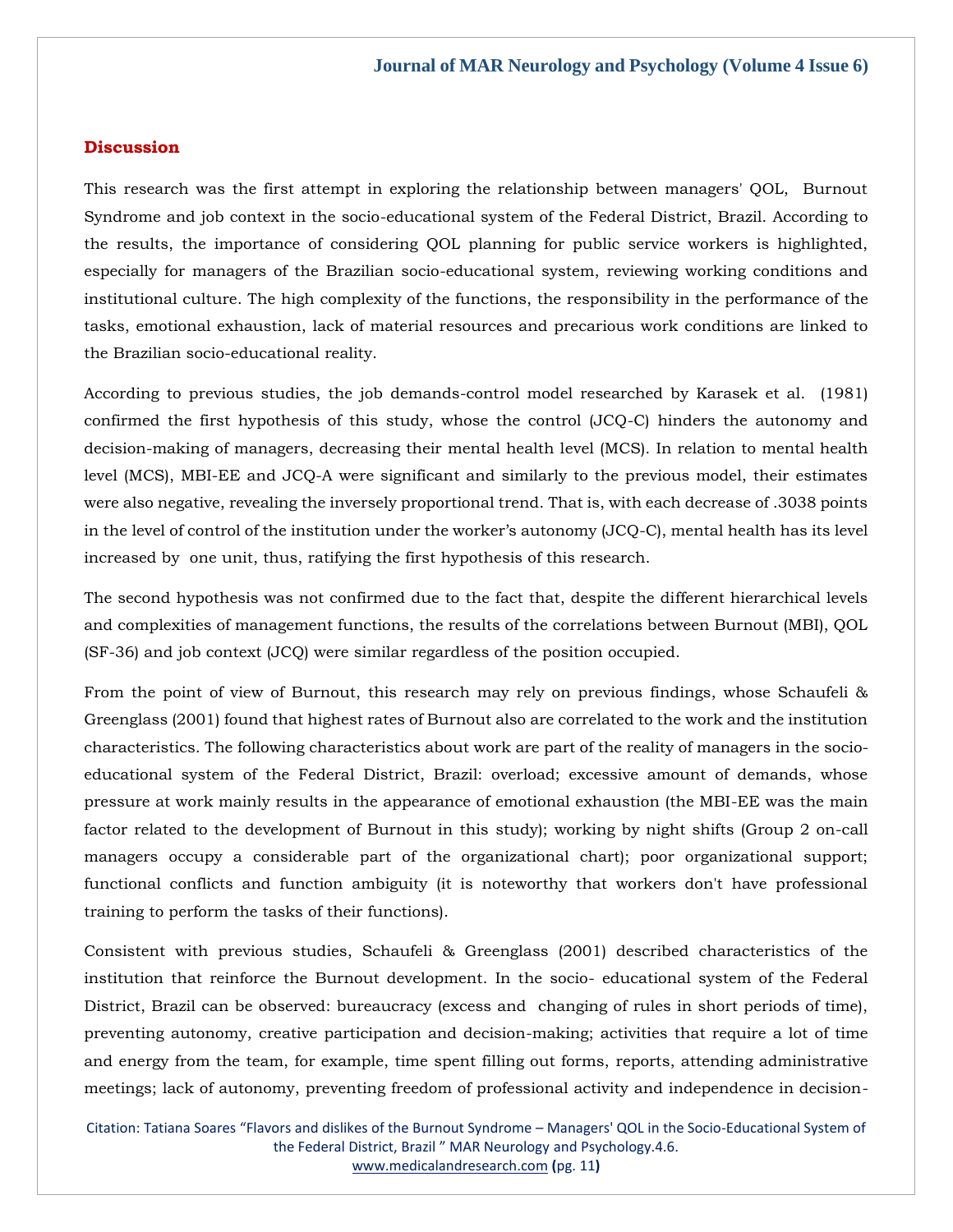## Discussion

This research was the first attempt in exploring the relationship between managers' QOL, Burnout Syndrome and job context in the socio-educational system of the Federal District, Brazil. According to the results, the importance of considering QOL planning for public service workers is highlighted, especially for managers of the Brazilian socio-educational system, reviewing working conditions and institutional culture. The high complexity of the functions, the responsibility in the performance of the tasks, emotional exhaustion, lack of material resources and precarious work conditions are linked to the Brazilian socio-educational reality.

According to previous studies, the job demands-control model researched by Karasek et al. (1981) confirmed the first hypothesis of this study, whose the control (JCQ-C) hinders the autonomy and decision-making of managers, decreasing their mental health level (MCS). In relation to mental health level (MCS), MBI-EE and JCQ-A were significant and similarly to the previous model, their estimates were also negative, revealing the inversely proportional trend. That is, with each decrease of .3038 points in the level of control of the institution under the worker's autonomy (JCQ-C), mental health has its level increased by one unit, thus, ratifying the first hypothesis of this research.

The second hypothesis was not confirmed due to the fact that, despite the different hierarchical levels and complexities of management functions, the results of the correlations between Burnout (MBI), QOL (SF-36) and job context (JCQ) were similar regardless of the position occupied.

From the point of view of Burnout, this research may rely on previous findings, whose Schaufeli & Greenglass (2001) found that highest rates of Burnout also are correlated to the work and the institution characteristics. The following characteristics about work are part of the reality of managers in the socio-educational system of the Federal District, Brazil: overload; excessive amount of demands, whose pressure at work mainly results in the appearance of emotional exhaustion (the MBI-EE was the main factor related to the development of Burnout in this study); working by night shifts (Group 2 on-call managers occupy a considerable part of the organizational chart); poor organizational support; functional conflicts and function ambiguity (it is noteworthy that workers don't have professional training to perform the tasks of their functions).

Consistent with previous studies, Schaufeli & Greenglass (2001) described characteristics of the institution that reinforce the Burnout development. In the socio- educational system of the Federal District, Brazil can be observed: bureaucracy (excess and changing of rules in short periods of time), preventing autonomy, creative participation and decision-making; activities that require a lot of time and energy from the team, for example, time spent filling out forms, reports, attending administrative meetings; lack of autonomy, preventing freedom of professional activity and independence in decision-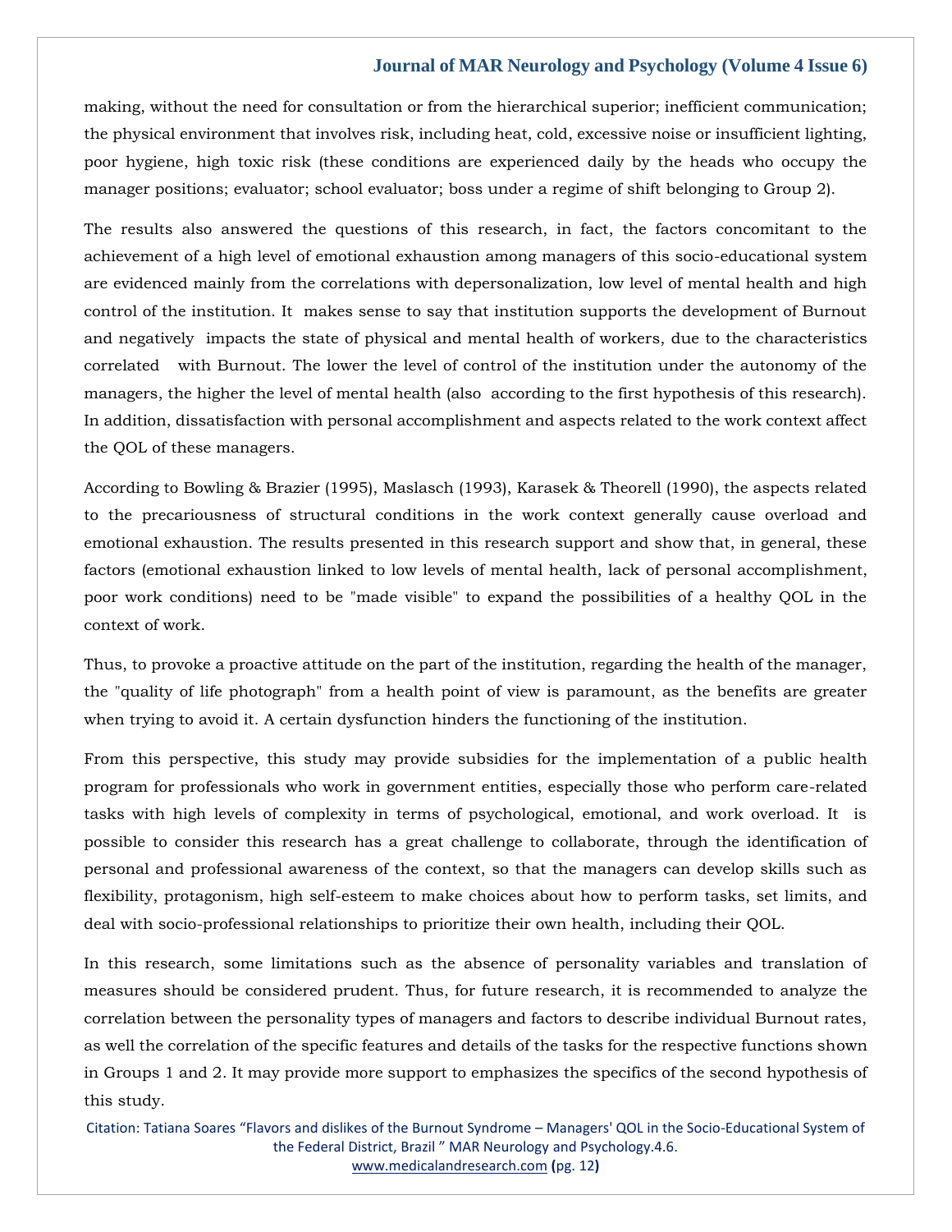making, without the need for consultation or from the hierarchical superior; inefficient communication; the physical environment that involves risk, including heat, cold, excessive noise or insufficient lighting, poor hygiene, high toxic risk (these conditions are experienced daily by the heads who occupy the manager positions; evaluator; school evaluator; boss under a regime of shift belonging to Group 2).

The results also answered the questions of this research, in fact, the factors concomitant to the achievement of a high level of emotional exhaustion among managers of this socio-educational system are evidenced mainly from the correlations with depersonalization, low level of mental health and high control of the institution. It makes sense to say that institution supports the development of Burnout and negatively impacts the state of physical and mental health of workers, due to the characteristics correlated with Burnout. The lower the level of control of the institution under the autonomy of the managers, the higher the level of mental health (also according to the first hypothesis of this research). In addition, dissatisfaction with personal accomplishment and aspects related to the work context affect the QOL of these managers.

According to Bowling & Brazier (1995), Maslasch (1993), Karasek & Theorell (1990), the aspects related to the precariousness of structural conditions in the work context generally cause overload and emotional exhaustion. The results presented in this research support and show that, in general, these factors (emotional exhaustion linked to low levels of mental health, lack of personal accomplishment, poor work conditions) need to be "made visible" to expand the possibilities of a healthy QOL in the context of work.

Thus, to provoke a proactive attitude on the part of the institution, regarding the health of the manager, the "quality of life photograph" from a health point of view is paramount, as the benefits are greater when trying to avoid it. A certain dysfunction hinders the functioning of the institution.

From this perspective, this study may provide subsidies for the implementation of a public health program for professionals who work in government entities, especially those who perform care-related tasks with high levels of complexity in terms of psychological, emotional, and work overload. It is possible to consider this research has a great challenge to collaborate, through the identification of personal and professional awareness of the context, so that the managers can develop skills such as flexibility, protagonism, high self-esteem to make choices about how to perform tasks, set limits, and deal with socio-professional relationships to prioritize their own health, including their QOL.

In this research, some limitations such as the absence of personality variables and translation of measures should be considered prudent. Thus, for future research, it is recommended to analyze the correlation between the personality types of managers and factors to describe individual Burnout rates, as well the correlation of the specific features and details of the tasks for the respective functions shown in Groups 1 and 2. It may provide more support to emphasizes the specifics of the second hypothesis of this study.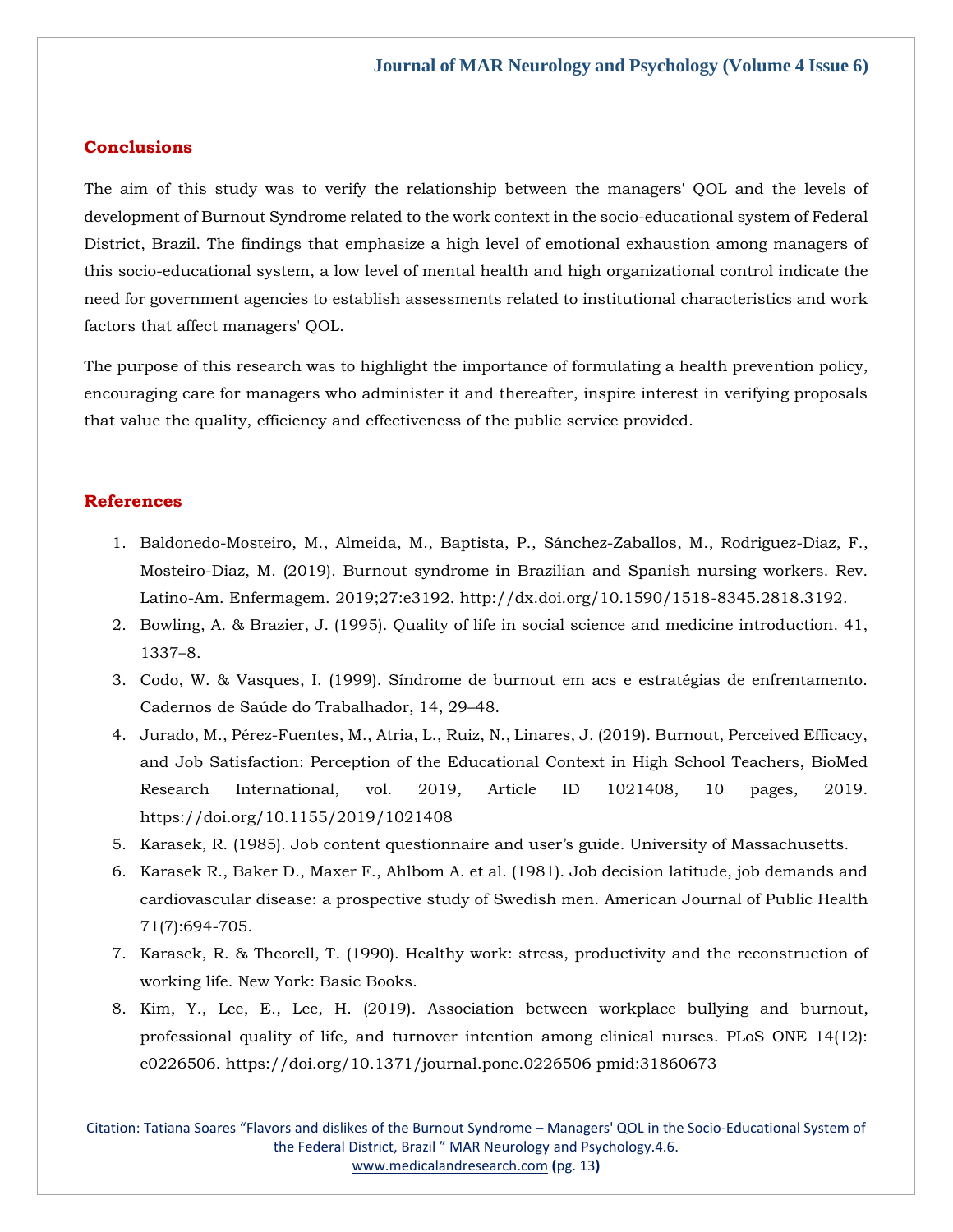## Conclusions

The aim of this study was to verify the relationship between the managers' QOL and the levels of development of Burnout Syndrome related to the work context in the socio-educational system of Federal District, Brazil. The findings that emphasize a high level of emotional exhaustion among managers of this socio-educational system, a low level of mental health and high organizational control indicate the need for government agencies to establish assessments related to institutional characteristics and work factors that affect managers' QOL.

The purpose of this research was to highlight the importance of formulating a health prevention policy, encouraging care for managers who administer it and thereafter, inspire interest in verifying proposals that value the quality, efficiency and effectiveness of the public service provided.

## References

1. Baldonedo-Mosteiro, M., Almeida, M., Baptista, P., Sánchez-Zaballos, M., Rodriguez-Diaz, F., Mosteiro-Diaz, M. (2019). Burnout syndrome in Brazilian and Spanish nursing workers. Rev. Latino-Am. Enfermagem. 2019;27:e3192. http://dx.doi.org/10.1590/1518-8345.2818.3192.
2. Bowling, A. & Brazier, J. (1995). Quality of life in social science and medicine introduction. 41, 1337–8.
3. Codo, W. & Vasques, I. (1999). Síndrome de burnout em acs e estratégias de enfrentamento. Cadernos de Saúde do Trabalhador, 14, 29–48.
4. Jurado, M., Pérez-Fuentes, M., Atria, L., Ruiz, N., Linares, J. (2019). Burnout, Perceived Efficacy, and Job Satisfaction: Perception of the Educational Context in High School Teachers, BioMed Research International, vol. 2019, Article ID 1021408, 10 pages, 2019. https://doi.org/10.1155/2019/1021408
5. Karasek, R. (1985). Job content questionnaire and user's guide. University of Massachusetts.
6. Karasek R., Baker D., Maxer F., Ahlbom A. et al. (1981). Job decision latitude, job demands and cardiovascular disease: a prospective study of Swedish men. American Journal of Public Health 71(7):694-705.
7. Karasek, R. & Theorell, T. (1990). Healthy work: stress, productivity and the reconstruction of working life. New York: Basic Books.
8. Kim, Y., Lee, E., Lee, H. (2019). Association between workplace bullying and burnout, professional quality of life, and turnover intention among clinical nurses. PLoS ONE 14(12): e0226506. https://doi.org/10.1371/journal.pone.0226506 pmid:31860673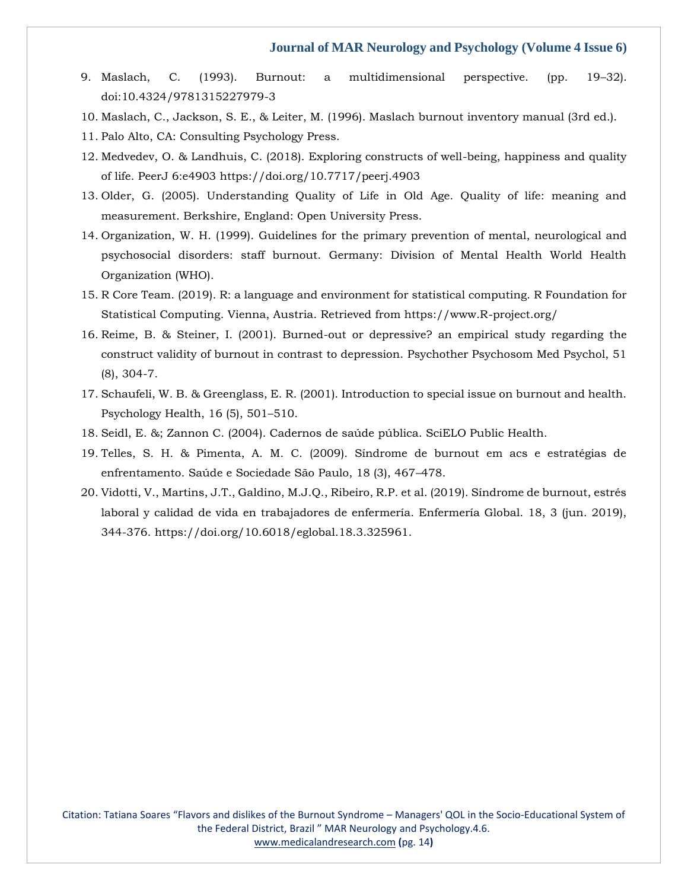9. Maslach, C. (1993). Burnout: a multidimensional perspective. (pp. 19–32). doi:10.4324/9781315227979-3
10. Maslach, C., Jackson, S. E., & Leiter, M. (1996). Maslach burnout inventory manual (3rd ed.).
11. Palo Alto, CA: Consulting Psychology Press.
12. Medvedev, O. & Landhuis, C. (2018). Exploring constructs of well-being, happiness and quality of life. PeerJ 6:e4903 https://doi.org/10.7717/peerj.4903
13. Older, G. (2005). Understanding Quality of Life in Old Age. Quality of life: meaning and measurement. Berkshire, England: Open University Press.
14. Organization, W. H. (1999). Guidelines for the primary prevention of mental, neurological and psychosocial disorders: staff burnout. Germany: Division of Mental Health World Health Organization (WHO).
15. R Core Team. (2019). R: a language and environment for statistical computing. R Foundation for Statistical Computing. Vienna, Austria. Retrieved from https://www.R-project.org/
16. Reime, B. & Steiner, I. (2001). Burned-out or depressive? an empirical study regarding the construct validity of burnout in contrast to depression. Psychother Psychosom Med Psychol, 51 (8), 304-7.
17. Schaufeli, W. B. & Greenglass, E. R. (2001). Introduction to special issue on burnout and health. Psychology Health, 16 (5), 501–510.
18. Seidl, E. &; Zannon C. (2004). Cadernos de saúde pública. SciELO Public Health.
19. Telles, S. H. & Pimenta, A. M. C. (2009). Síndrome de burnout em acs e estratégias de enfrentamento. Saúde e Sociedade São Paulo, 18 (3), 467–478.
20. Vidotti, V., Martins, J.T., Galdino, M.J.Q., Ribeiro, R.P. et al. (2019). Síndrome de burnout, estrés laboral y calidad de vida en trabajadores de enfermería. Enfermería Global. 18, 3 (jun. 2019), 344-376. https://doi.org/10.6018/eglobal.18.3.325961.